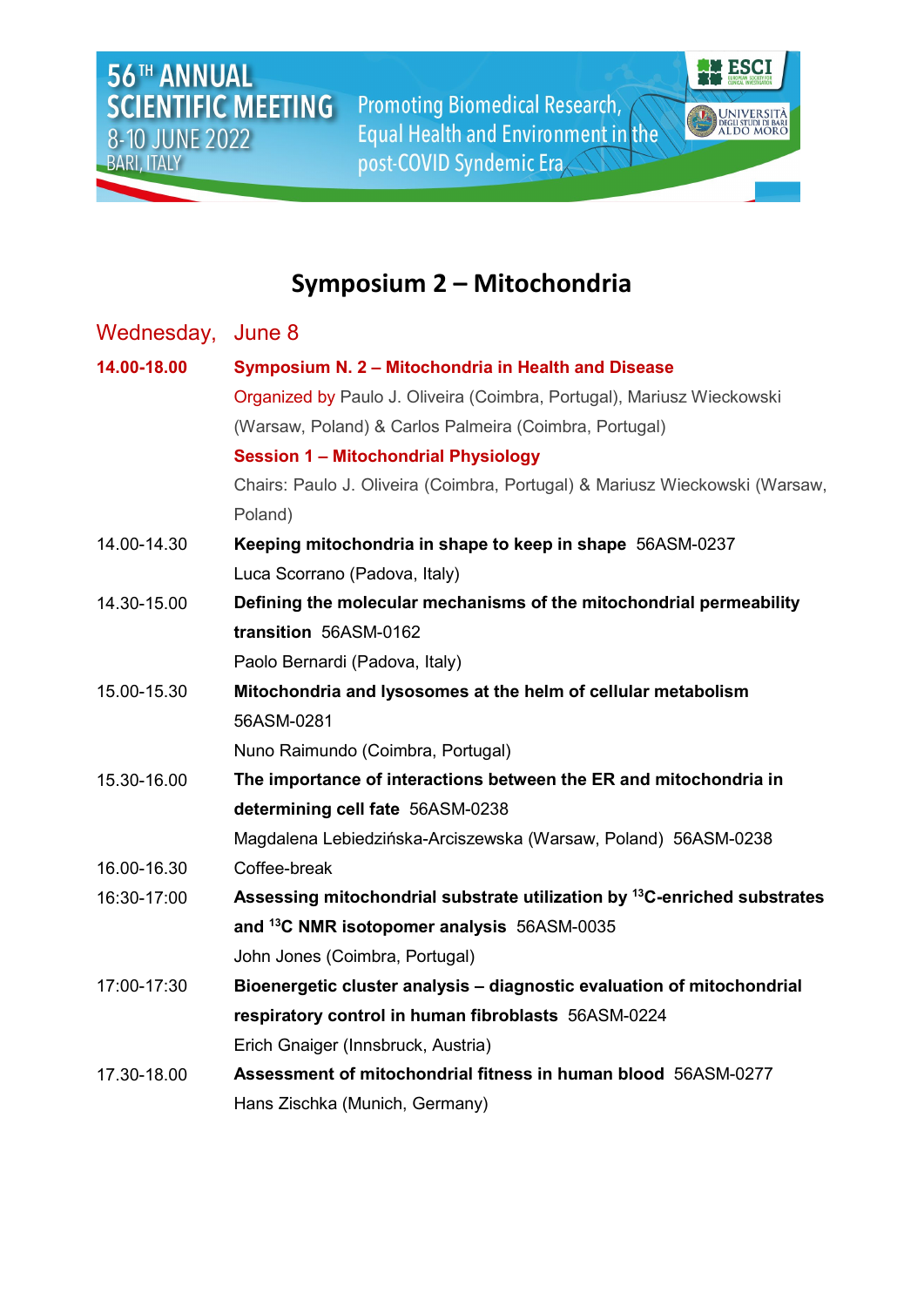56TH ANNUAL SCIENTIFIC MEETING
8-10 JUNE 2022
BARI, ITALY

Promoting Biomedical Research, Equal Health and Environment in the post-COVID Syndemic Era

# Symposium 2 – Mitochondria

## Wednesday, June 8

**14.00-18.00** **Symposium N. 2 – Mitochondria in Health and Disease**

Organized by Paulo J. Oliveira (Coimbra, Portugal), Mariusz Wieckowski (Warsaw, Poland) & Carlos Palmeira (Coimbra, Portugal)

**Session 1 – Mitochondrial Physiology**

Chairs: Paulo J. Oliveira (Coimbra, Portugal) & Mariusz Wieckowski (Warsaw, Poland)

14.00-14.30 **Keeping mitochondria in shape to keep in shape** 56ASM-0237
Luca Scorrano (Padova, Italy)

14.30-15.00 **Defining the molecular mechanisms of the mitochondrial permeability transition** 56ASM-0162
Paolo Bernardi (Padova, Italy)

15.00-15.30 **Mitochondria and lysosomes at the helm of cellular metabolism** 56ASM-0281
Nuno Raimundo (Coimbra, Portugal)

15.30-16.00 **The importance of interactions between the ER and mitochondria in determining cell fate** 56ASM-0238
Magdalena Lebiedzińska-Arciszewska (Warsaw, Poland) 56ASM-0238

16.00-16.30 Coffee-break

16:30-17:00 **Assessing mitochondrial substrate utilization by $^{13}$C-enriched substrates and $^{13}$C NMR isotopomer analysis** 56ASM-0035
John Jones (Coimbra, Portugal)

17:00-17:30 **Bioenergetic cluster analysis – diagnostic evaluation of mitochondrial respiratory control in human fibroblasts** 56ASM-0224
Erich Gnaiger (Innsbruck, Austria)

17.30-18.00 **Assessment of mitochondrial fitness in human blood** 56ASM-0277
Hans Zischka (Munich, Germany)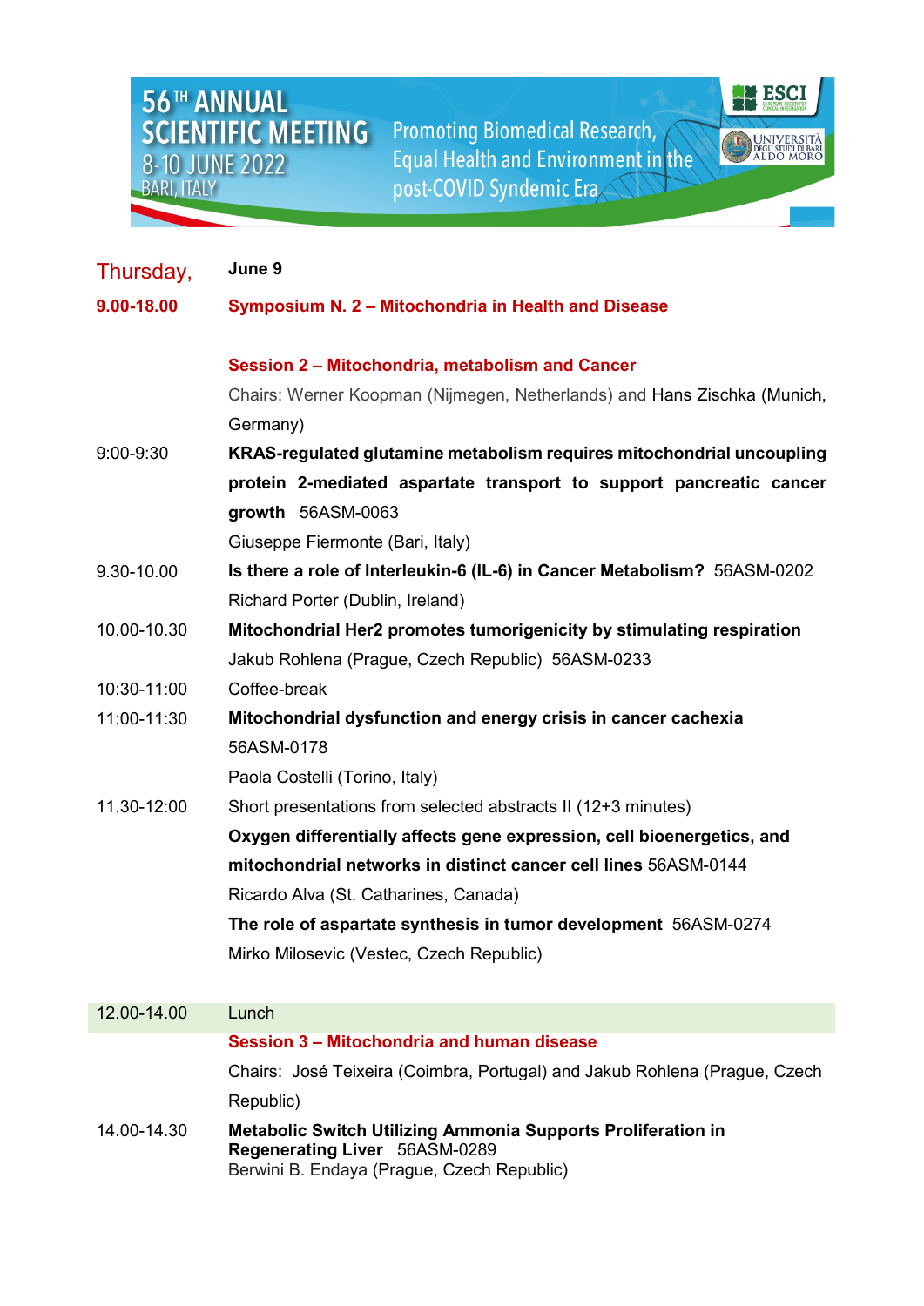56TH ANNUAL SCIENTIFIC MEETING 8-10 JUNE 2022 BARI, ITALY

Promoting Biomedical Research, Equal Health and Environment in the post-COVID Syndemic Era

ESCI

UNIVERSITÀ DEGLI STUDI DI BARI ALDO MORO

**Thursday, June 9**

**9.00-18.00** **Symposium N. 2 – Mitochondria in Health and Disease**

**Session 2 – Mitochondria, metabolism and Cancer**

Chairs: Werner Koopman (Nijmegen, Netherlands) and Hans Zischka (Munich, Germany)

9:00-9:30 **KRAS-regulated glutamine metabolism requires mitochondrial uncoupling protein 2-mediated aspartate transport to support pancreatic cancer growth** 56ASM-0063
Giuseppe Fiermonte (Bari, Italy)

9.30-10.00 **Is there a role of Interleukin-6 (IL-6) in Cancer Metabolism?** 56ASM-0202
Richard Porter (Dublin, Ireland)

10.00-10.30 **Mitochondrial Her2 promotes tumorigenicity by stimulating respiration**
Jakub Rohlena (Prague, Czech Republic) 56ASM-0233

10:30-11:00 Coffee-break

11:00-11:30 **Mitochondrial dysfunction and energy crisis in cancer cachexia**
56ASM-0178
Paola Costelli (Torino, Italy)

11.30-12:00 Short presentations from selected abstracts II (12+3 minutes)

**Oxygen differentially affects gene expression, cell bioenergetics, and mitochondrial networks in distinct cancer cell lines** 56ASM-0144
Ricardo Alva (St. Catharines, Canada)

**The role of aspartate synthesis in tumor development** 56ASM-0274
Mirko Milosevic (Vestec, Czech Republic)

12.00-14.00 Lunch

**Session 3 – Mitochondria and human disease**

Chairs: José Teixeira (Coimbra, Portugal) and Jakub Rohlena (Prague, Czech Republic)

14.00-14.30 **Metabolic Switch Utilizing Ammonia Supports Proliferation in Regenerating Liver** 56ASM-0289
Berwini B. Endaya (Prague, Czech Republic)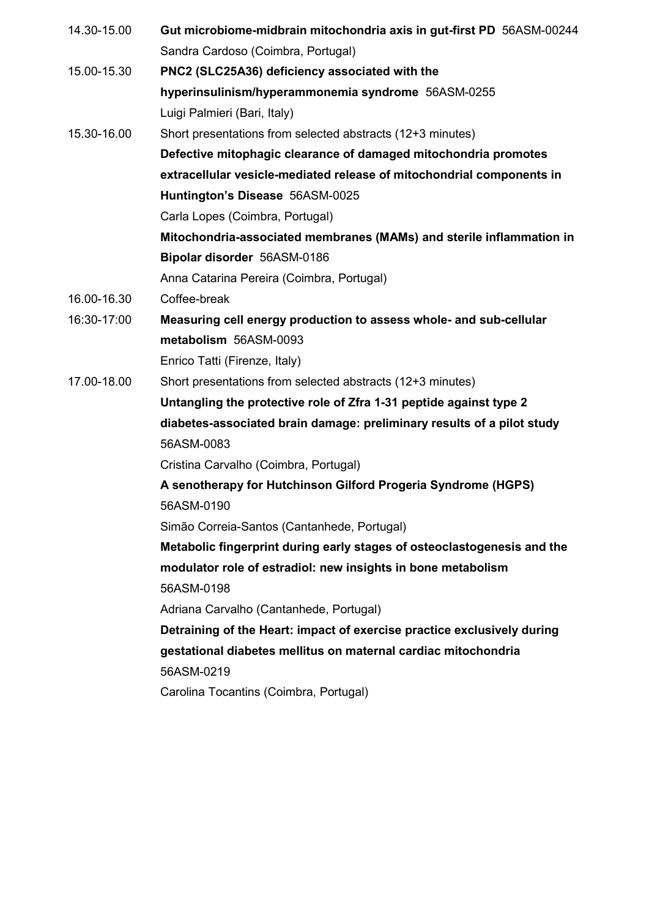| | |
|---|---|
| 14.30-15.00 | **Gut microbiome-midbrain mitochondria axis in gut-first PD** 56ASM-00244<br>Sandra Cardoso (Coimbra, Portugal) |
| 15.00-15.30 | **PNC2 (SLC25A36) deficiency associated with the hyperinsulinism/hyperammonemia syndrome** 56ASM-0255<br>Luigi Palmieri (Bari, Italy) |
| 15.30-16.00 | Short presentations from selected abstracts (12+3 minutes)<br>**Defective mitophagic clearance of damaged mitochondria promotes extracellular vesicle-mediated release of mitochondrial components in Huntington's Disease** 56ASM-0025<br>Carla Lopes (Coimbra, Portugal)<br>**Mitochondria-associated membranes (MAMs) and sterile inflammation in Bipolar disorder** 56ASM-0186<br>Anna Catarina Pereira (Coimbra, Portugal) |
| 16.00-16.30 | Coffee-break |
| 16:30-17:00 | **Measuring cell energy production to assess whole- and sub-cellular metabolism** 56ASM-0093<br>Enrico Tatti (Firenze, Italy) |
| 17.00-18.00 | Short presentations from selected abstracts (12+3 minutes)<br>**Untangling the protective role of Zfra 1-31 peptide against type 2 diabetes-associated brain damage: preliminary results of a pilot study** 56ASM-0083<br>Cristina Carvalho (Coimbra, Portugal)<br>**A senotherapy for Hutchinson Gilford Progeria Syndrome (HGPS)** 56ASM-0190<br>Simão Correia-Santos (Cantanhede, Portugal)<br>**Metabolic fingerprint during early stages of osteoclastogenesis and the modulator role of estradiol: new insights in bone metabolism** 56ASM-0198<br>Adriana Carvalho (Cantanhede, Portugal)<br>**Detraining of the Heart: impact of exercise practice exclusively during gestational diabetes mellitus on maternal cardiac mitochondria** 56ASM-0219<br>Carolina Tocantins (Coimbra, Portugal) |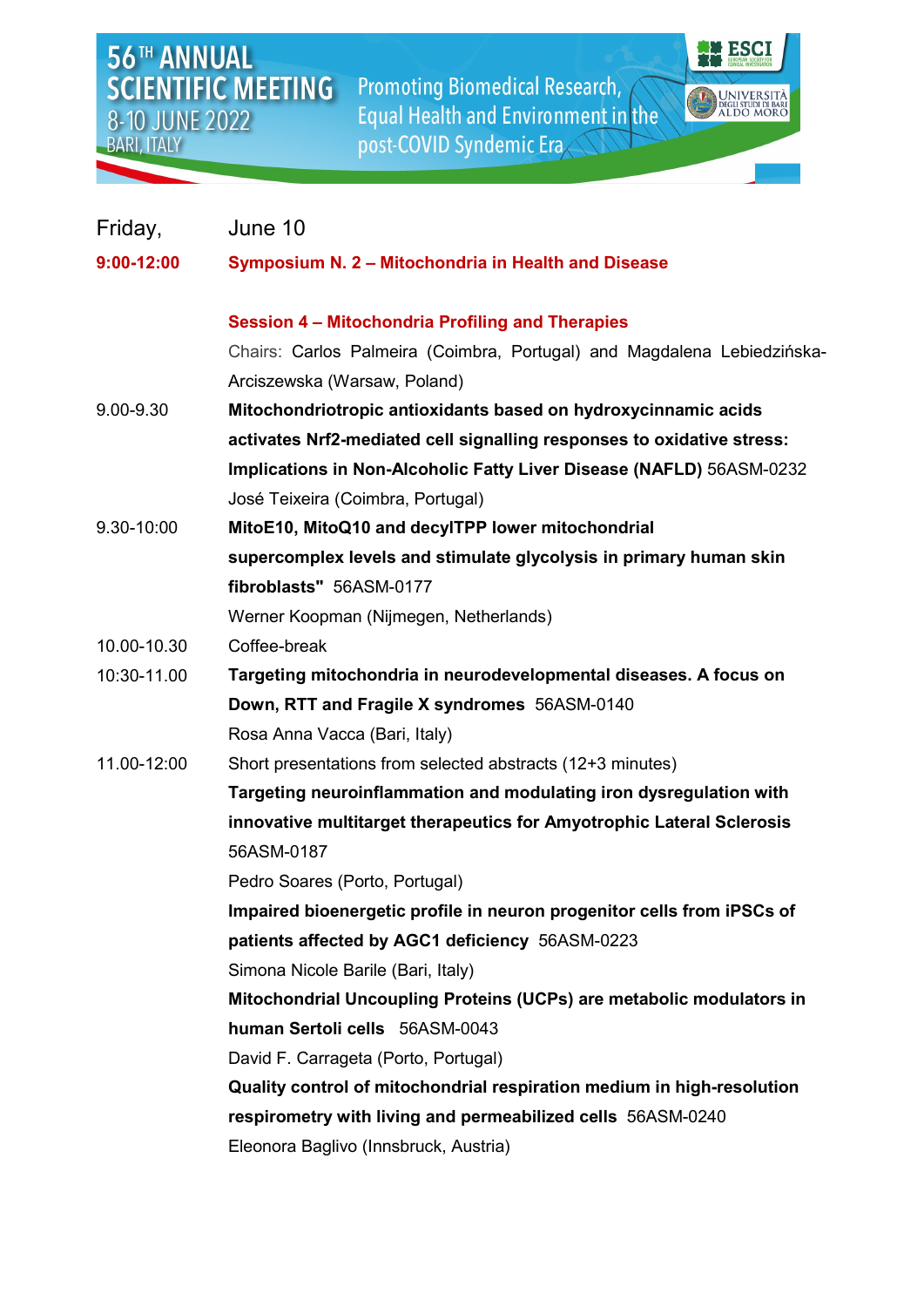Friday, June 10

**9:00-12:00 Symposium N. 2 – Mitochondria in Health and Disease**

**Session 4 – Mitochondria Profiling and Therapies**

Chairs: Carlos Palmeira (Coimbra, Portugal) and Magdalena Lebiedzińska-Arciszewska (Warsaw, Poland)

9.00-9.30 **Mitochondriotropic antioxidants based on hydroxycinnamic acids activates Nrf2-mediated cell signalling responses to oxidative stress: Implications in Non-Alcoholic Fatty Liver Disease (NAFLD)** 56ASM-0232
José Teixeira (Coimbra, Portugal)

9.30-10:00 **MitoE10, MitoQ10 and decylTPP lower mitochondrial supercomplex levels and stimulate glycolysis in primary human skin fibroblasts"** 56ASM-0177
Werner Koopman (Nijmegen, Netherlands)

10.00-10.30 Coffee-break

10:30-11.00 **Targeting mitochondria in neurodevelopmental diseases. A focus on Down, RTT and Fragile X syndromes** 56ASM-0140
Rosa Anna Vacca (Bari, Italy)

11.00-12:00 Short presentations from selected abstracts (12+3 minutes)

**Targeting neuroinflammation and modulating iron dysregulation with innovative multitarget therapeutics for Amyotrophic Lateral Sclerosis** 56ASM-0187
Pedro Soares (Porto, Portugal)

**Impaired bioenergetic profile in neuron progenitor cells from iPSCs of patients affected by AGC1 deficiency** 56ASM-0223
Simona Nicole Barile (Bari, Italy)

**Mitochondrial Uncoupling Proteins (UCPs) are metabolic modulators in human Sertoli cells** 56ASM-0043
David F. Carrageta (Porto, Portugal)

**Quality control of mitochondrial respiration medium in high-resolution respirometry with living and permeabilized cells** 56ASM-0240
Eleonora Baglivo (Innsbruck, Austria)